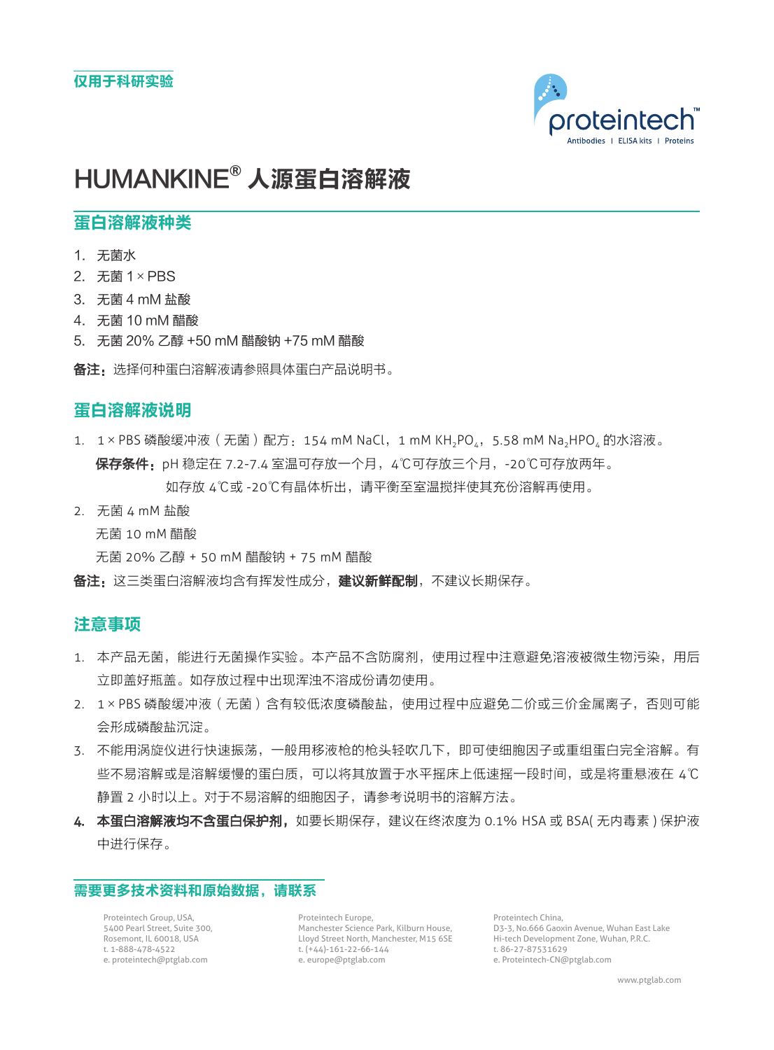仅用于科研实验

proteintech™

Antibodies | ELISA kits | Proteins

# HUMANKINE® 人源蛋白溶解液

## 蛋白溶解液种类

1. 无菌水
2. 无菌 1 × PBS
3. 无菌 4 mM 盐酸
4. 无菌 10 mM 醋酸
5. 无菌 20% 乙醇 +50 mM 醋酸钠 +75 mM 醋酸

**备注：**选择何种蛋白溶解液请参照具体蛋白产品说明书。

## 蛋白溶解液说明

1. 1 × PBS 磷酸缓冲液（无菌）配方：154 mM NaCl，1 mM $KH_2PO_4$，5.58 mM $Na_2HPO_4$ 的水溶液。

   **保存条件：**pH 稳定在 7.2-7.4 室温可存放一个月，4℃可存放三个月，-20℃可存放两年。

   如存放 4℃或 -20℃有晶体析出，请平衡至室温搅拌使其充份溶解再使用。

2. 无菌 4 mM 盐酸

   无菌 10 mM 醋酸

   无菌 20% 乙醇 + 50 mM 醋酸钠 + 75 mM 醋酸

**备注：**这三类蛋白溶解液均含有挥发性成分，**建议新鲜配制**，不建议长期保存。

## 注意事项

1. 本产品无菌，能进行无菌操作实验。本产品不含防腐剂，使用过程中注意避免溶液被微生物污染，用后立即盖好瓶盖。如存放过程中出现浑浊不溶成份请勿使用。
2. 1 × PBS 磷酸缓冲液（无菌）含有较低浓度磷酸盐，使用过程中应避免二价或三价金属离子，否则可能会形成磷酸盐沉淀。
3. 不能用涡旋仪进行快速振荡，一般用移液枪的枪头轻吹几下，即可使细胞因子或重组蛋白完全溶解。有些不易溶解或是溶解缓慢的蛋白质，可以将其放置于水平摇床上低速摇一段时间，或是将重悬液在 4℃静置 2 小时以上。对于不易溶解的细胞因子，请参考说明书的溶解方法。
4. **本蛋白溶解液均不含蛋白保护剂，**如要长期保存，建议在终浓度为 0.1% HSA 或 BSA( 无内毒素 ) 保护液中进行保存。

## 需要更多技术资料和原始数据，请联系

Proteintech Group, USA,
5400 Pearl Street, Suite 300,
Rosemont, IL 60018, USA
t. 1-888-478-4522
e. proteintech@ptglab.com

Proteintech Europe,
Manchester Science Park, Kilburn House,
Lloyd Street North, Manchester, M15 6SE
t. (+44)-161-22-66-144
e. europe@ptglab.com

Proteintech China,
D3-3, No.666 Gaoxin Avenue, Wuhan East Lake
Hi-tech Development Zone, Wuhan, P.R.C.
t. 86-27-87531629
e. Proteintech-CN@ptglab.com

www.ptglab.com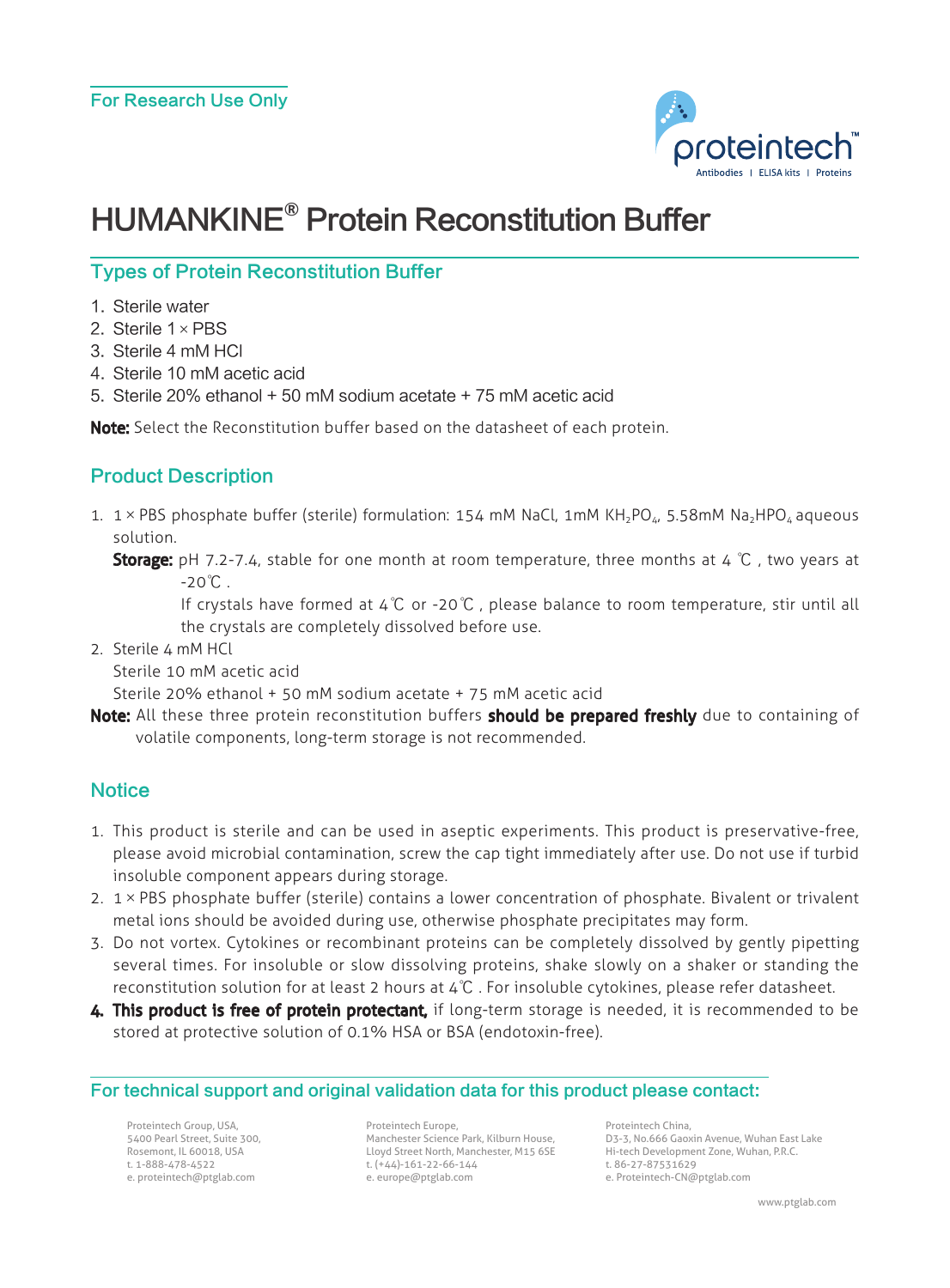For Research Use Only

# HUMANKINE® Protein Reconstitution Buffer

## Types of Protein Reconstitution Buffer

1. Sterile water
2. Sterile 1 × PBS
3. Sterile 4 mM HCl
4. Sterile 10 mM acetic acid
5. Sterile 20% ethanol + 50 mM sodium acetate + 75 mM acetic acid

**Note:** Select the Reconstitution buffer based on the datasheet of each protein.

## Product Description

1. 1 × PBS phosphate buffer (sterile) formulation: 154 mM NaCl, 1mM $KH_2PO_4$, 5.58mM $Na_2HPO_4$ aqueous solution.

   **Storage:** pH 7.2-7.4, stable for one month at room temperature, three months at 4 ℃ , two years at -20℃ .

   If crystals have formed at 4℃ or -20℃ , please balance to room temperature, stir until all the crystals are completely dissolved before use.

2. Sterile 4 mM HCl

   Sterile 10 mM acetic acid

   Sterile 20% ethanol + 50 mM sodium acetate + 75 mM acetic acid

**Note:** All these three protein reconstitution buffers **should be prepared freshly** due to containing of volatile components, long-term storage is not recommended.

## Notice

1. This product is sterile and can be used in aseptic experiments. This product is preservative-free, please avoid microbial contamination, screw the cap tight immediately after use. Do not use if turbid insoluble component appears during storage.
2. 1 × PBS phosphate buffer (sterile) contains a lower concentration of phosphate. Bivalent or trivalent metal ions should be avoided during use, otherwise phosphate precipitates may form.
3. Do not vortex. Cytokines or recombinant proteins can be completely dissolved by gently pipetting several times. For insoluble or slow dissolving proteins, shake slowly on a shaker or standing the reconstitution solution for at least 2 hours at 4℃ . For insoluble cytokines, please refer datasheet.
4. **This product is free of protein protectant,** if long-term storage is needed, it is recommended to be stored at protective solution of 0.1% HSA or BSA (endotoxin-free).

## For technical support and original validation data for this product please contact:

Proteintech Group, USA,
5400 Pearl Street, Suite 300,
Rosemont, IL 60018, USA
t. 1-888-478-4522
e. proteintech@ptglab.com

Proteintech Europe,
Manchester Science Park, Kilburn House,
Lloyd Street North, Manchester, M15 6SE
t. (+44)-161-22-66-144
e. europe@ptglab.com

Proteintech China,
D3-3, No.666 Gaoxin Avenue, Wuhan East Lake
Hi-tech Development Zone, Wuhan, P.R.C.
t. 86-27-87531629
e. Proteintech-CN@ptglab.com

www.ptglab.com